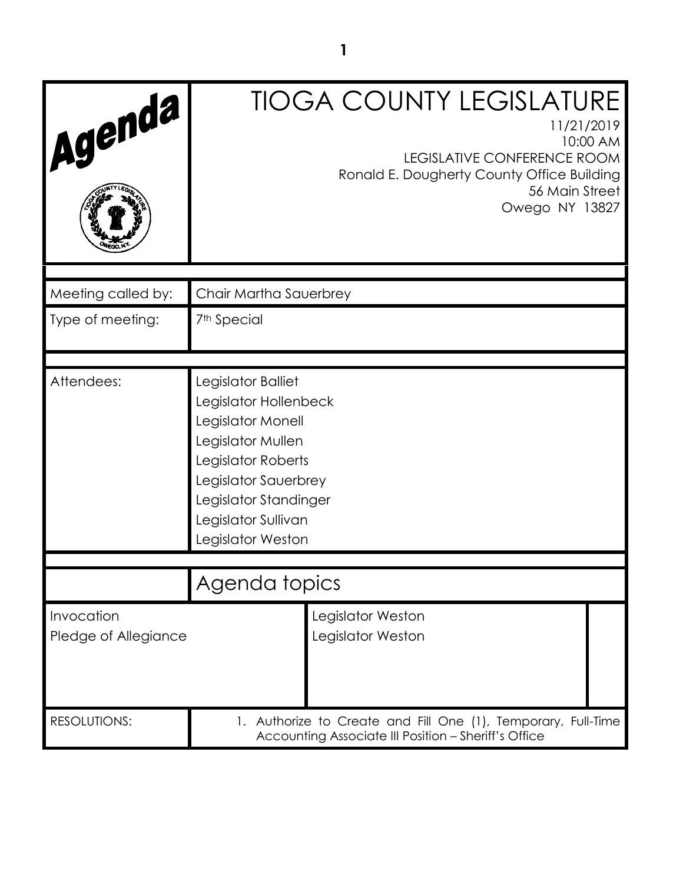# TIOGA COUNTY LEGISLATURE

11/21/2019
10:00 AM
LEGISLATIVE CONFERENCE ROOM
Ronald E. Dougherty County Office Building
56 Main Street
Owego NY 13827

| | |
|---|---|
| Meeting called by: | Chair Martha Sauerbrey |
| Type of meeting: | 7th Special |
| Attendees: | Legislator Balliet<br>Legislator Hollenbeck<br>Legislator Monell<br>Legislator Mullen<br>Legislator Roberts<br>Legislator Sauerbrey<br>Legislator Standinger<br>Legislator Sullivan<br>Legislator Weston |

## Agenda topics

| | |
|---|---|
| Invocation | Legislator Weston |
| Pledge of Allegiance | Legislator Weston |

| | |
|---|---|
| RESOLUTIONS: | 1. Authorize to Create and Fill One (1), Temporary, Full-Time Accounting Associate III Position – Sheriff's Office |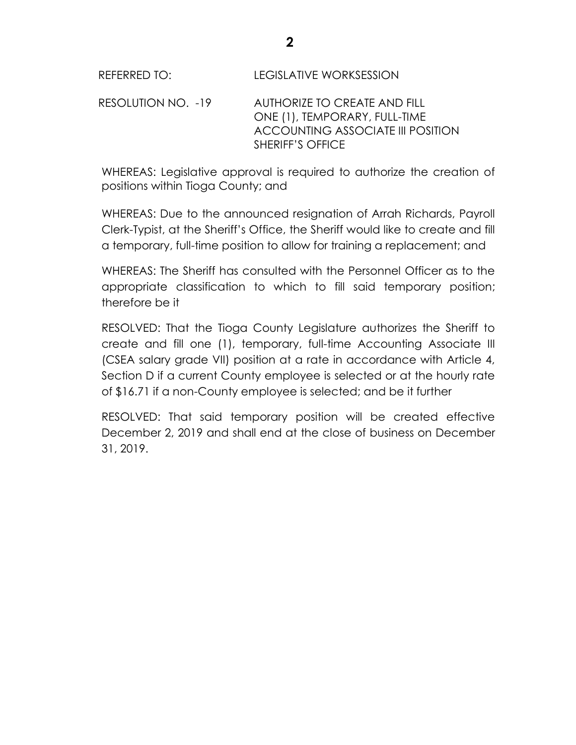REFERRED TO: LEGISLATIVE WORKSESSION

RESOLUTION NO. -19 AUTHORIZE TO CREATE AND FILL ONE (1), TEMPORARY, FULL-TIME ACCOUNTING ASSOCIATE III POSITION SHERIFF'S OFFICE

WHEREAS: Legislative approval is required to authorize the creation of positions within Tioga County; and

WHEREAS: Due to the announced resignation of Arrah Richards, Payroll Clerk-Typist, at the Sheriff's Office, the Sheriff would like to create and fill a temporary, full-time position to allow for training a replacement; and

WHEREAS: The Sheriff has consulted with the Personnel Officer as to the appropriate classification to which to fill said temporary position; therefore be it

RESOLVED: That the Tioga County Legislature authorizes the Sheriff to create and fill one (1), temporary, full-time Accounting Associate III (CSEA salary grade VII) position at a rate in accordance with Article 4, Section D if a current County employee is selected or at the hourly rate of $16.71 if a non-County employee is selected; and be it further

RESOLVED: That said temporary position will be created effective December 2, 2019 and shall end at the close of business on December 31, 2019.